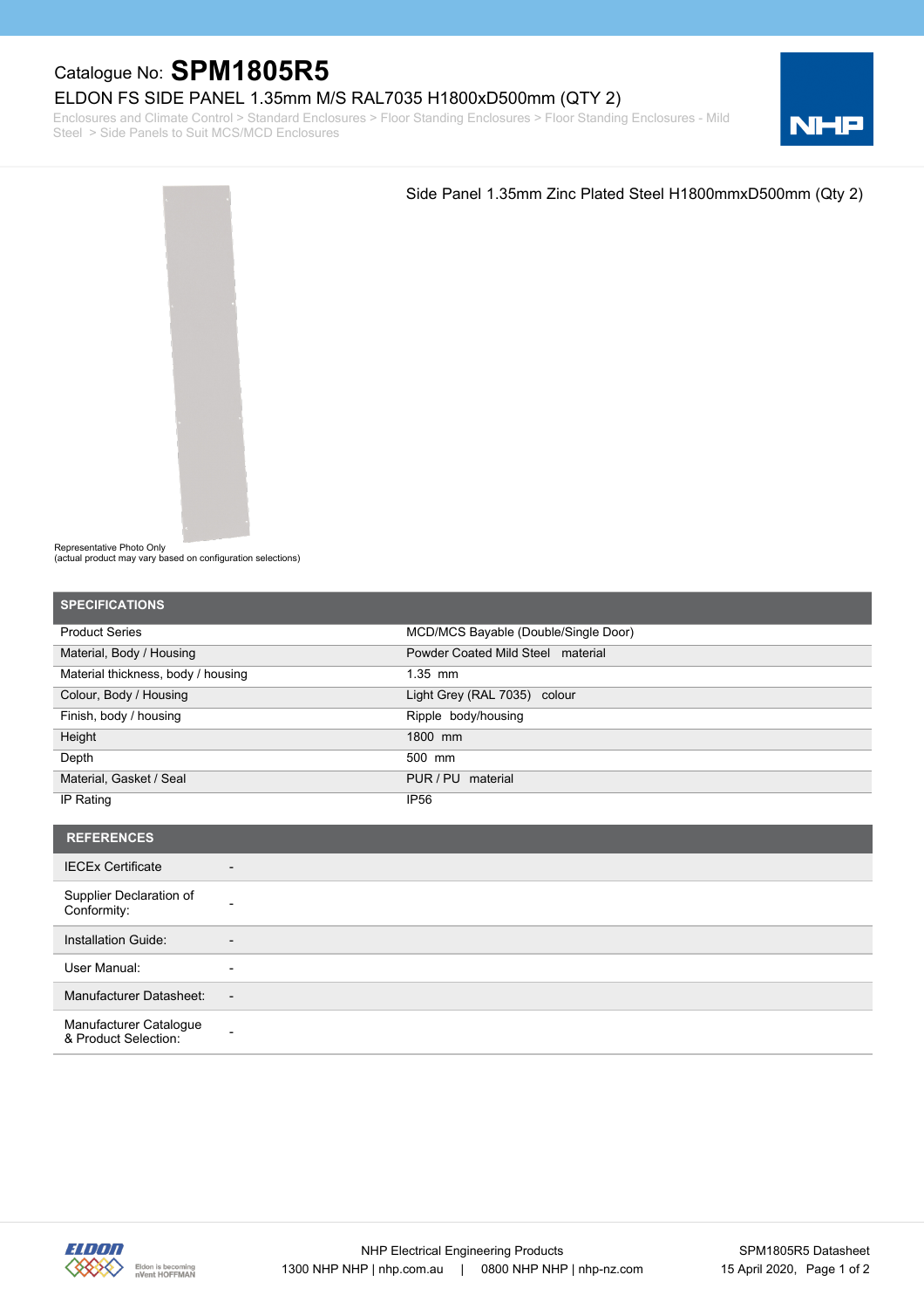Catalogue No: **SPM1805R5**

ELDON FS SIDE PANEL 1.35mm M/S RAL7035 H1800xD500mm (QTY 2)

Enclosures and Climate Control > Standard Enclosures > Floor Standing Enclosures > Floor Standing Enclosures - Mild Steel > Side Panels to Suit MCS/MCD Enclosures

Side Panel 1.35mm Zinc Plated Steel H1800mmxD500mm (Qty 2)

Representative Photo Only
(actual product may vary based on configuration selections)

## SPECIFICATIONS

| | |
|---|---|
| Product Series | MCD/MCS Bayable (Double/Single Door) |
| Material, Body / Housing | Powder Coated Mild Steel material |
| Material thickness, body / housing | 1.35 mm |
| Colour, Body / Housing | Light Grey (RAL 7035) colour |
| Finish, body / housing | Ripple body/housing |
| Height | 1800 mm |
| Depth | 500 mm |
| Material, Gasket / Seal | PUR / PU material |
| IP Rating | IP56 |

## REFERENCES

| | |
|---|---|
| IECEx Certificate | - |
| Supplier Declaration of Conformity: | - |
| Installation Guide: | - |
| User Manual: | - |
| Manufacturer Datasheet: | - |
| Manufacturer Catalogue & Product Selection: | - |

NHP Electrical Engineering Products
1300 NHP NHP | nhp.com.au | 0800 NHP NHP | nhp-nz.com

SPM1805R5 Datasheet
15 April 2020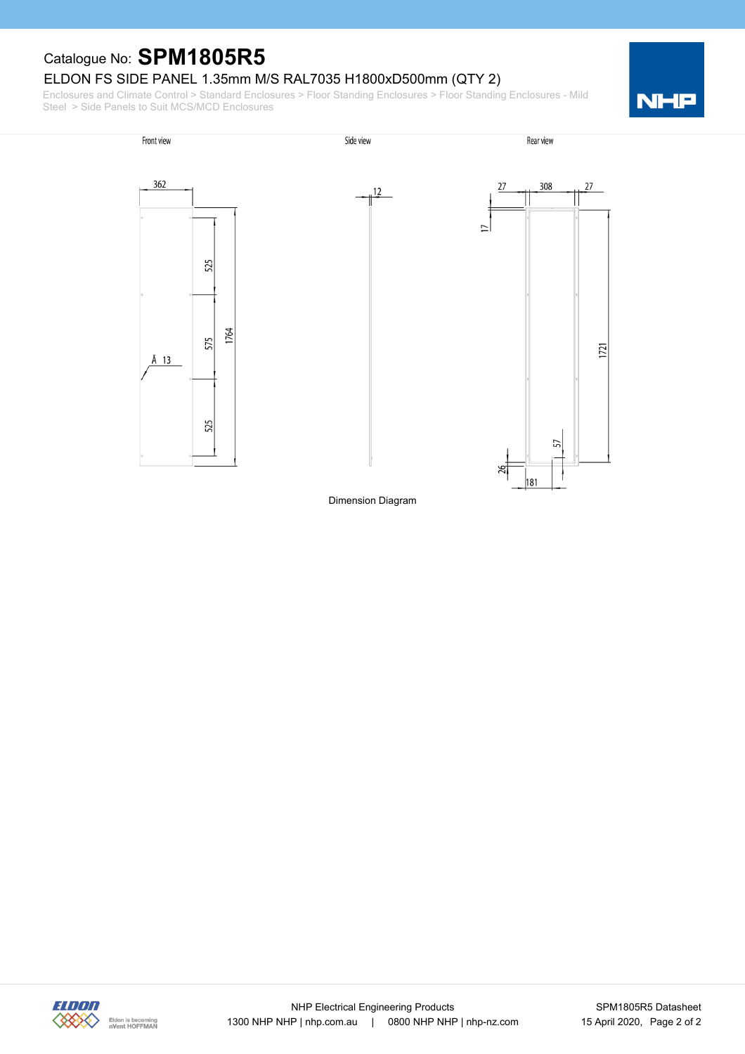Catalogue No: **SPM1805R5**

ELDON FS SIDE PANEL 1.35mm M/S RAL7035 H1800xD500mm (QTY 2)

Enclosures and Climate Control > Standard Enclosures > Floor Standing Enclosures > Floor Standing Enclosures - Mild Steel > Side Panels to Suit MCS/MCD Enclosures

Front view

362

525

575

1764

Å 13

525

Side view

12

Rear view

27

308

27

17

1721

57

26

181

Dimension Diagram

NHP Electrical Engineering Products

1300 NHP NHP | nhp.com.au | 0800 NHP NHP | nhp-nz.com

SPM1805R5 Datasheet

15 April 2020,